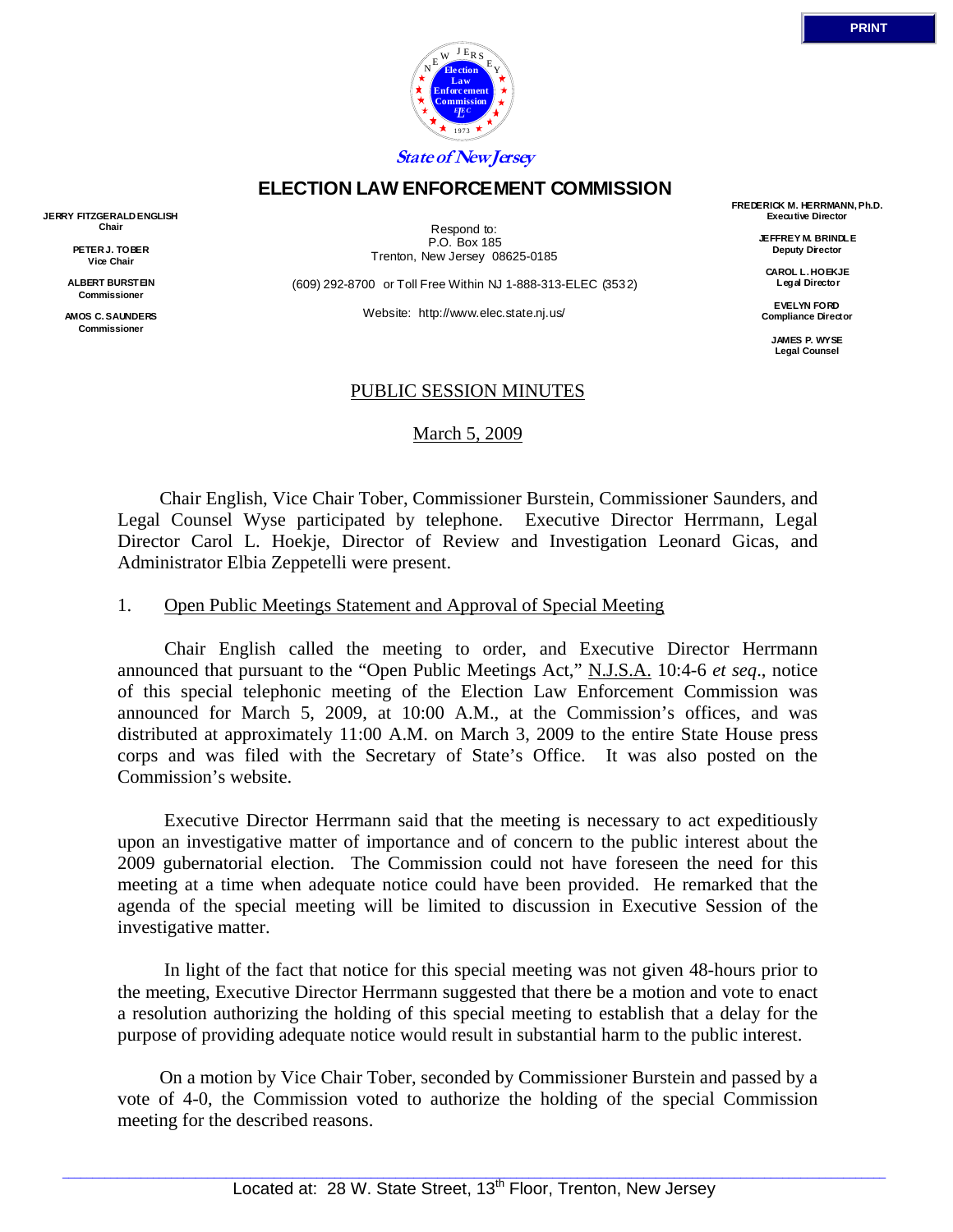State of New Jersey

# ELECTION LAW ENFORCEMENT COMMISSION

**JERRY FITZGERALD ENGLISH**
**Chair**

**PETER J. TOBER**
**Vice Chair**

**ALBERT BURSTEIN**
**Commissioner**

**AMOS C. SAUNDERS**
**Commissioner**

Respond to:
P.O. Box 185
Trenton, New Jersey 08625-0185

(609) 292-8700 or Toll Free Within NJ 1-888-313-ELEC (3532)

Website: http://www.elec.state.nj.us/

**FREDERICK M. HERRMANN, Ph.D.**
**Executive Director**

**JEFFREY M. BRINDLE**
**Deputy Director**

**CAROL L. HOEKJE**
**Legal Director**

**EVELYN FORD**
**Compliance Director**

**JAMES P. WYSE**
**Legal Counsel**

## PUBLIC SESSION MINUTES

March 5, 2009

Chair English, Vice Chair Tober, Commissioner Burstein, Commissioner Saunders, and Legal Counsel Wyse participated by telephone. Executive Director Herrmann, Legal Director Carol L. Hoekje, Director of Review and Investigation Leonard Gicas, and Administrator Elbia Zeppetelli were present.

### 1. Open Public Meetings Statement and Approval of Special Meeting

Chair English called the meeting to order, and Executive Director Herrmann announced that pursuant to the "Open Public Meetings Act," N.J.S.A. 10:4-6 *et seq*., notice of this special telephonic meeting of the Election Law Enforcement Commission was announced for March 5, 2009, at 10:00 A.M., at the Commission's offices, and was distributed at approximately 11:00 A.M. on March 3, 2009 to the entire State House press corps and was filed with the Secretary of State's Office. It was also posted on the Commission's website.

Executive Director Herrmann said that the meeting is necessary to act expeditiously upon an investigative matter of importance and of concern to the public interest about the 2009 gubernatorial election. The Commission could not have foreseen the need for this meeting at a time when adequate notice could have been provided. He remarked that the agenda of the special meeting will be limited to discussion in Executive Session of the investigative matter.

In light of the fact that notice for this special meeting was not given 48-hours prior to the meeting, Executive Director Herrmann suggested that there be a motion and vote to enact a resolution authorizing the holding of this special meeting to establish that a delay for the purpose of providing adequate notice would result in substantial harm to the public interest.

On a motion by Vice Chair Tober, seconded by Commissioner Burstein and passed by a vote of 4-0, the Commission voted to authorize the holding of the special Commission meeting for the described reasons.

Located at: 28 W. State Street, 13th Floor, Trenton, New Jersey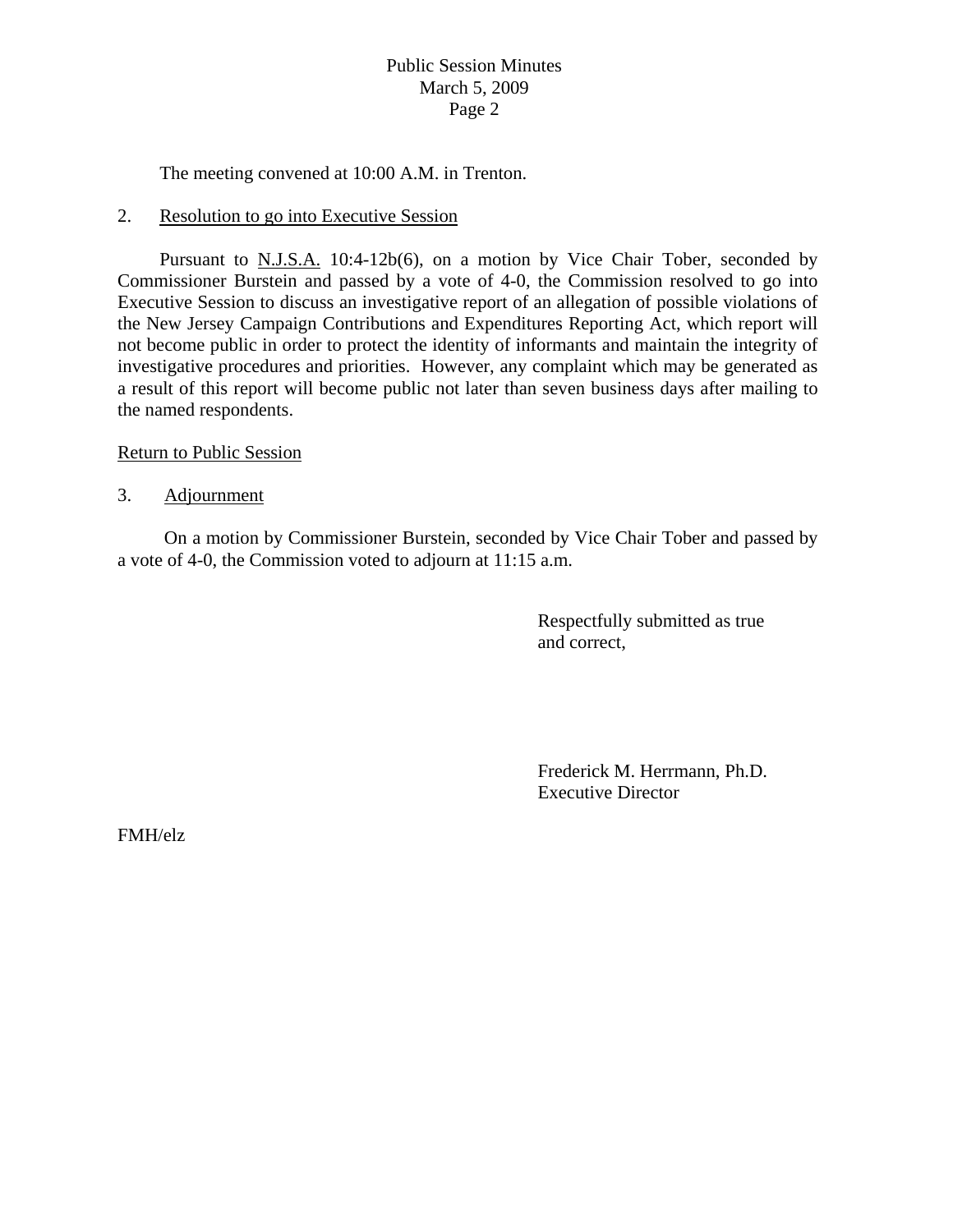The meeting convened at 10:00 A.M. in Trenton.

2. Resolution to go into Executive Session

Pursuant to N.J.S.A. 10:4-12b(6), on a motion by Vice Chair Tober, seconded by Commissioner Burstein and passed by a vote of 4-0, the Commission resolved to go into Executive Session to discuss an investigative report of an allegation of possible violations of the New Jersey Campaign Contributions and Expenditures Reporting Act, which report will not become public in order to protect the identity of informants and maintain the integrity of investigative procedures and priorities. However, any complaint which may be generated as a result of this report will become public not later than seven business days after mailing to the named respondents.

Return to Public Session

3. Adjournment

On a motion by Commissioner Burstein, seconded by Vice Chair Tober and passed by a vote of 4-0, the Commission voted to adjourn at 11:15 a.m.

Respectfully submitted as true and correct,

Frederick M. Herrmann, Ph.D.
Executive Director

FMH/elz